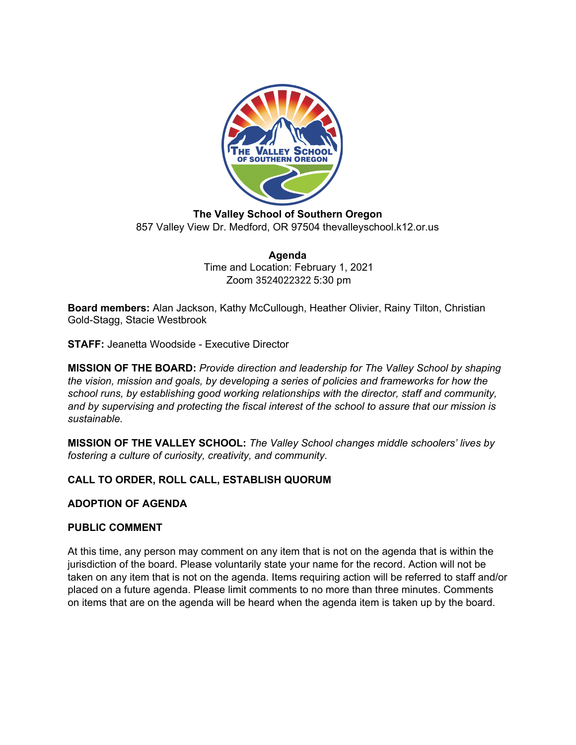**The Valley School of Southern Oregon**
857 Valley View Dr. Medford, OR 97504 thevalleyschool.k12.or.us

**Agenda**
Time and Location: February 1, 2021
Zoom 3524022322 5:30 pm

**Board members:** Alan Jackson, Kathy McCullough, Heather Olivier, Rainy Tilton, Christian Gold-Stagg, Stacie Westbrook

**STAFF:** Jeanetta Woodside - Executive Director

**MISSION OF THE BOARD:** *Provide direction and leadership for The Valley School by shaping the vision, mission and goals, by developing a series of policies and frameworks for how the school runs, by establishing good working relationships with the director, staff and community, and by supervising and protecting the fiscal interest of the school to assure that our mission is sustainable.*

**MISSION OF THE VALLEY SCHOOL:** *The Valley School changes middle schoolers' lives by fostering a culture of curiosity, creativity, and community.*

**CALL TO ORDER, ROLL CALL, ESTABLISH QUORUM**

**ADOPTION OF AGENDA**

**PUBLIC COMMENT**

At this time, any person may comment on any item that is not on the agenda that is within the jurisdiction of the board. Please voluntarily state your name for the record. Action will not be taken on any item that is not on the agenda. Items requiring action will be referred to staff and/or placed on a future agenda. Please limit comments to no more than three minutes. Comments on items that are on the agenda will be heard when the agenda item is taken up by the board.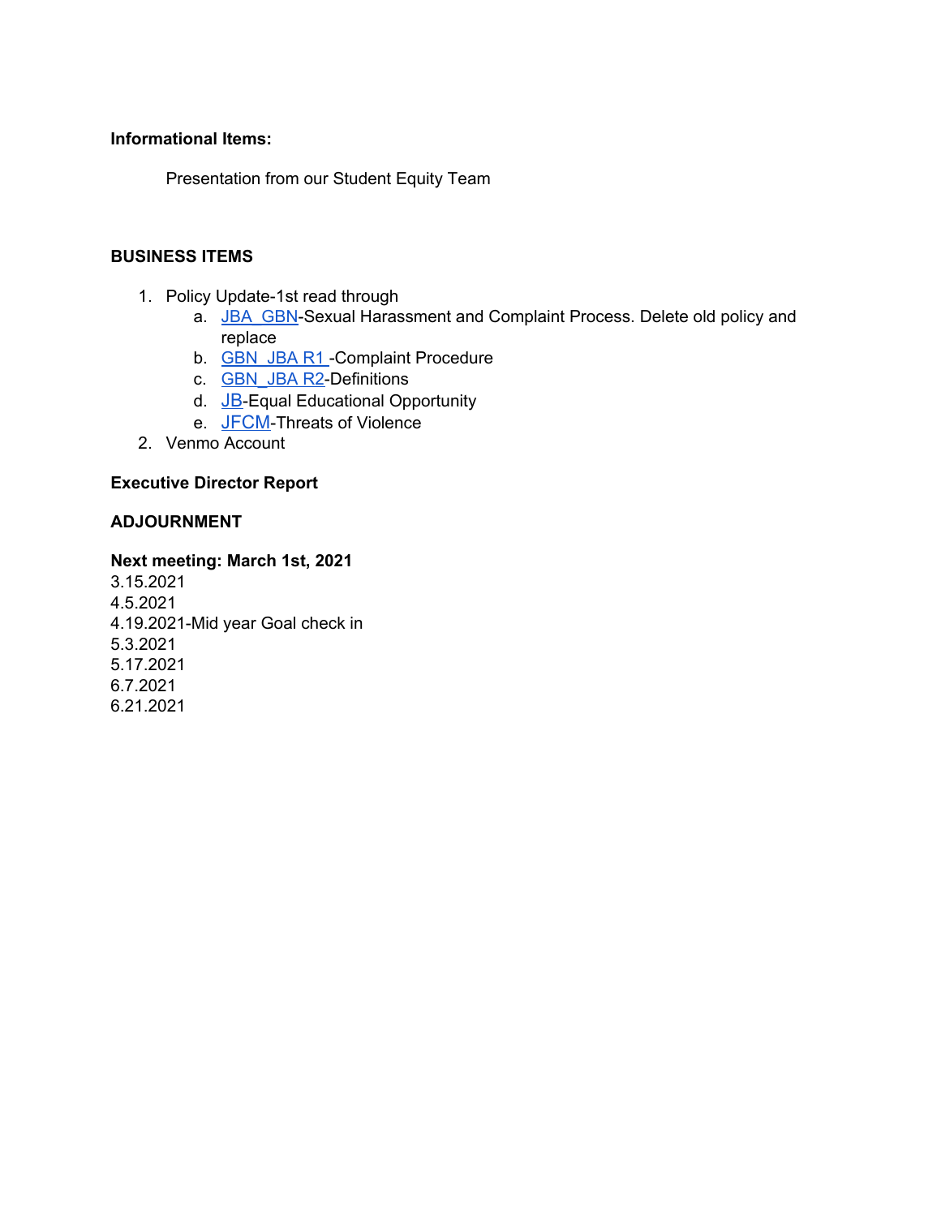**Informational Items:**

Presentation from our Student Equity Team

**BUSINESS ITEMS**

1. Policy Update-1st read through
   a. JBA_GBN-Sexual Harassment and Complaint Process. Delete old policy and replace
   b. GBN_JBA R1 -Complaint Procedure
   c. GBN_JBA R2-Definitions
   d. JB-Equal Educational Opportunity
   e. JFCM-Threats of Violence
2. Venmo Account

**Executive Director Report**

**ADJOURNMENT**

**Next meeting: March 1st, 2021**
3.15.2021
4.5.2021
4.19.2021-Mid year Goal check in
5.3.2021
5.17.2021
6.7.2021
6.21.2021